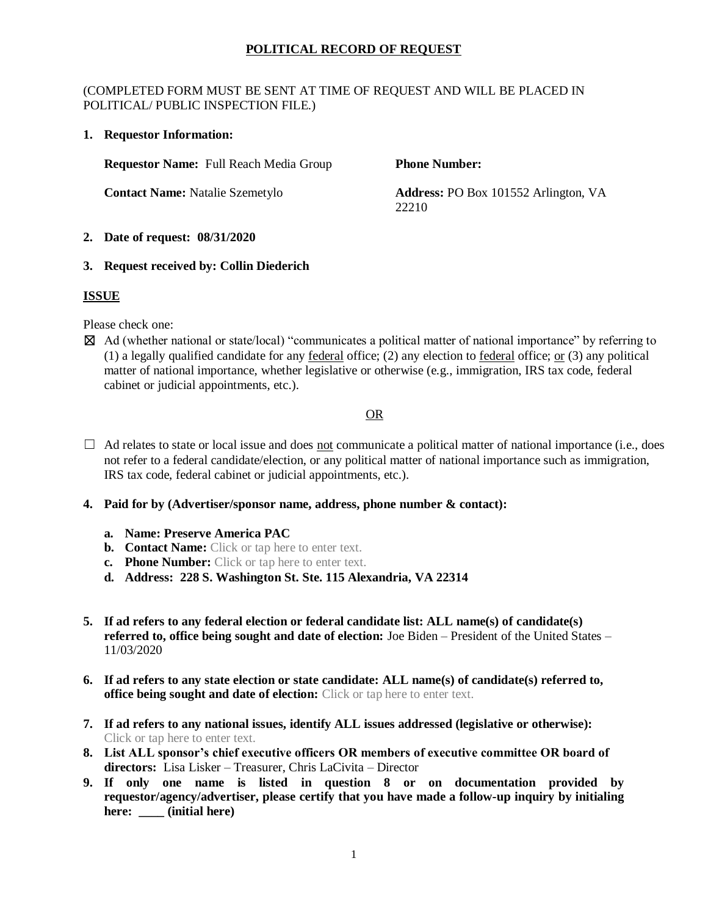**POLITICAL RECORD OF REQUEST**

(COMPLETED FORM MUST BE SENT AT TIME OF REQUEST AND WILL BE PLACED IN POLITICAL/ PUBLIC INSPECTION FILE.)

1. **Requestor Information:**

   **Requestor Name:** Full Reach Media Group

   **Phone Number:**

   **Contact Name:** Natalie Szemetylo

   **Address:** PO Box 101552 Arlington, VA 22210

2. **Date of request: 08/31/2020**

3. **Request received by: Collin Diederich**

**ISSUE**

Please check one:

☒ Ad (whether national or state/local) "communicates a political matter of national importance" by referring to (1) a legally qualified candidate for any federal office; (2) any election to federal office; or (3) any political matter of national importance, whether legislative or otherwise (e.g., immigration, IRS tax code, federal cabinet or judicial appointments, etc.).

OR

☐ Ad relates to state or local issue and does not communicate a political matter of national importance (i.e., does not refer to a federal candidate/election, or any political matter of national importance such as immigration, IRS tax code, federal cabinet or judicial appointments, etc.).

4. **Paid for by (Advertiser/sponsor name, address, phone number & contact):**
   - a. **Name: Preserve America PAC**
   - b. **Contact Name:** Click or tap here to enter text.
   - c. **Phone Number:** Click or tap here to enter text.
   - d. **Address: 228 S. Washington St. Ste. 115 Alexandria, VA 22314**

5. **If ad refers to any federal election or federal candidate list: ALL name(s) of candidate(s) referred to, office being sought and date of election:** Joe Biden – President of the United States – 11/03/2020

6. **If ad refers to any state election or state candidate: ALL name(s) of candidate(s) referred to, office being sought and date of election:** Click or tap here to enter text.

7. **If ad refers to any national issues, identify ALL issues addressed (legislative or otherwise):** Click or tap here to enter text.

8. **List ALL sponsor's chief executive officers OR members of executive committee OR board of directors:** Lisa Lisker – Treasurer, Chris LaCivita – Director

9. **If only one name is listed in question 8 or on documentation provided by requestor/agency/advertiser, please certify that you have made a follow-up inquiry by initialing here: ____ (initial here)**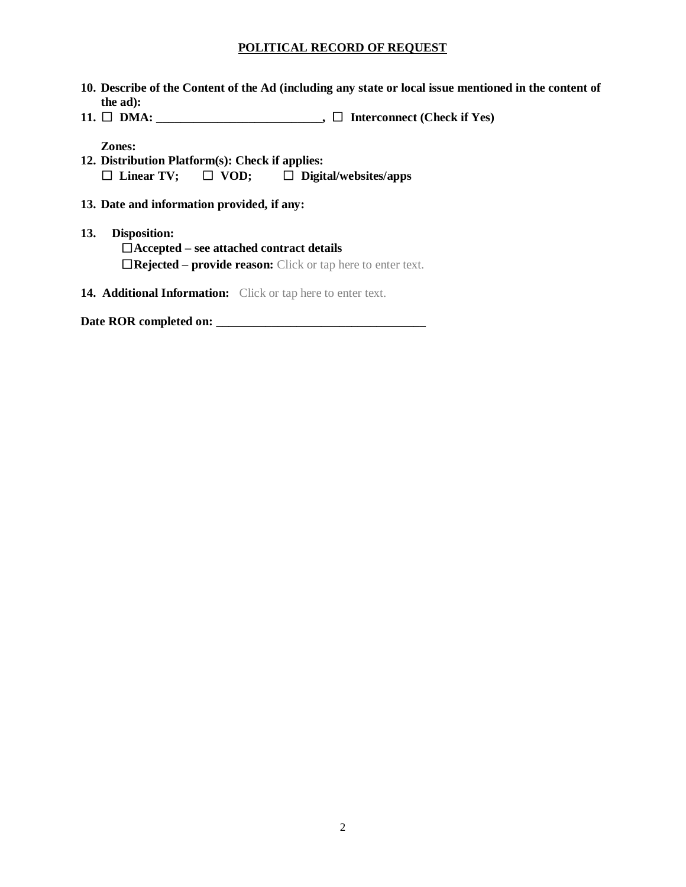**POLITICAL RECORD OF REQUEST**

10. **Describe of the Content of the Ad (including any state or local issue mentioned in the content of the ad):**
11. ☐ **DMA: ___________________________, ☐ Interconnect (Check if Yes)**

    **Zones:**
12. **Distribution Platform(s): Check if applies:**
    ☐ **Linear TV;** ☐ **VOD;** ☐ **Digital/websites/apps**

13. **Date and information provided, if any:**

13. **Disposition:**
    ☐**Accepted – see attached contract details**
    ☐**Rejected – provide reason:** Click or tap here to enter text.

14. **Additional Information:** Click or tap here to enter text.

**Date ROR completed on: __________________________________**